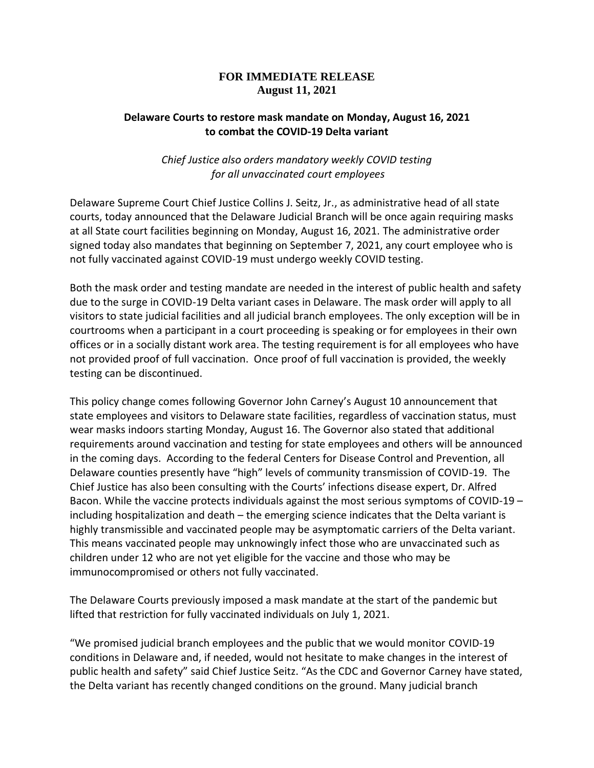**FOR IMMEDIATE RELEASE**
**August 11, 2021**

## Delaware Courts to restore mask mandate on Monday, August 16, 2021 to combat the COVID-19 Delta variant

*Chief Justice also orders mandatory weekly COVID testing for all unvaccinated court employees*

Delaware Supreme Court Chief Justice Collins J. Seitz, Jr., as administrative head of all state courts, today announced that the Delaware Judicial Branch will be once again requiring masks at all State court facilities beginning on Monday, August 16, 2021. The administrative order signed today also mandates that beginning on September 7, 2021, any court employee who is not fully vaccinated against COVID-19 must undergo weekly COVID testing.

Both the mask order and testing mandate are needed in the interest of public health and safety due to the surge in COVID-19 Delta variant cases in Delaware. The mask order will apply to all visitors to state judicial facilities and all judicial branch employees. The only exception will be in courtrooms when a participant in a court proceeding is speaking or for employees in their own offices or in a socially distant work area. The testing requirement is for all employees who have not provided proof of full vaccination. Once proof of full vaccination is provided, the weekly testing can be discontinued.

This policy change comes following Governor John Carney's August 10 announcement that state employees and visitors to Delaware state facilities, regardless of vaccination status, must wear masks indoors starting Monday, August 16. The Governor also stated that additional requirements around vaccination and testing for state employees and others will be announced in the coming days. According to the federal Centers for Disease Control and Prevention, all Delaware counties presently have "high" levels of community transmission of COVID-19. The Chief Justice has also been consulting with the Courts' infections disease expert, Dr. Alfred Bacon. While the vaccine protects individuals against the most serious symptoms of COVID-19 – including hospitalization and death – the emerging science indicates that the Delta variant is highly transmissible and vaccinated people may be asymptomatic carriers of the Delta variant. This means vaccinated people may unknowingly infect those who are unvaccinated such as children under 12 who are not yet eligible for the vaccine and those who may be immunocompromised or others not fully vaccinated.

The Delaware Courts previously imposed a mask mandate at the start of the pandemic but lifted that restriction for fully vaccinated individuals on July 1, 2021.

"We promised judicial branch employees and the public that we would monitor COVID-19 conditions in Delaware and, if needed, would not hesitate to make changes in the interest of public health and safety" said Chief Justice Seitz. "As the CDC and Governor Carney have stated, the Delta variant has recently changed conditions on the ground. Many judicial branch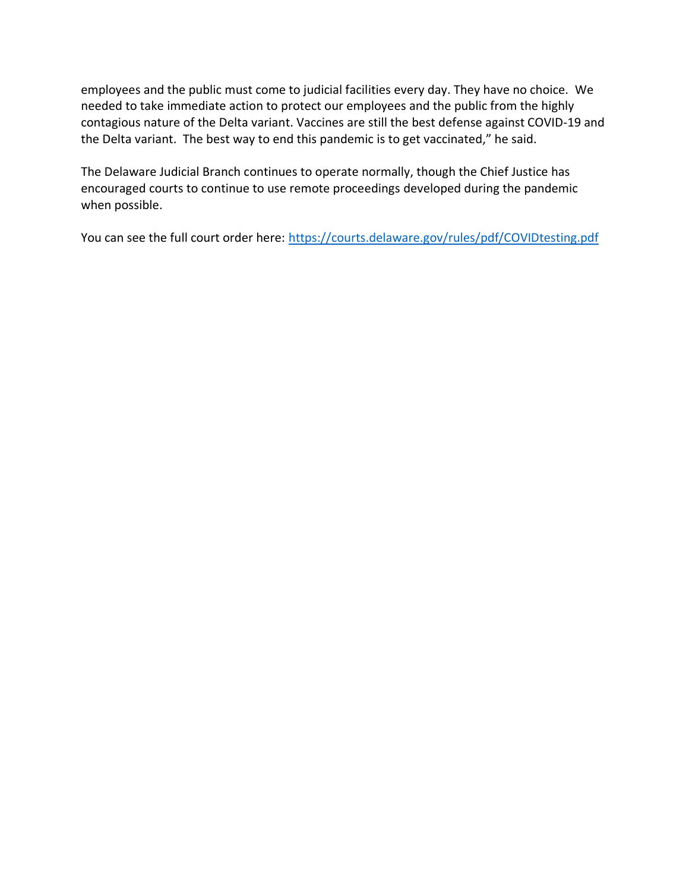employees and the public must come to judicial facilities every day. They have no choice. We needed to take immediate action to protect our employees and the public from the highly contagious nature of the Delta variant. Vaccines are still the best defense against COVID-19 and the Delta variant. The best way to end this pandemic is to get vaccinated," he said.

The Delaware Judicial Branch continues to operate normally, though the Chief Justice has encouraged courts to continue to use remote proceedings developed during the pandemic when possible.

You can see the full court order here: [https://courts.delaware.gov/rules/pdf/COVIDtesting.pdf](https://courts.delaware.gov/rules/pdf/COVIDtesting.pdf)